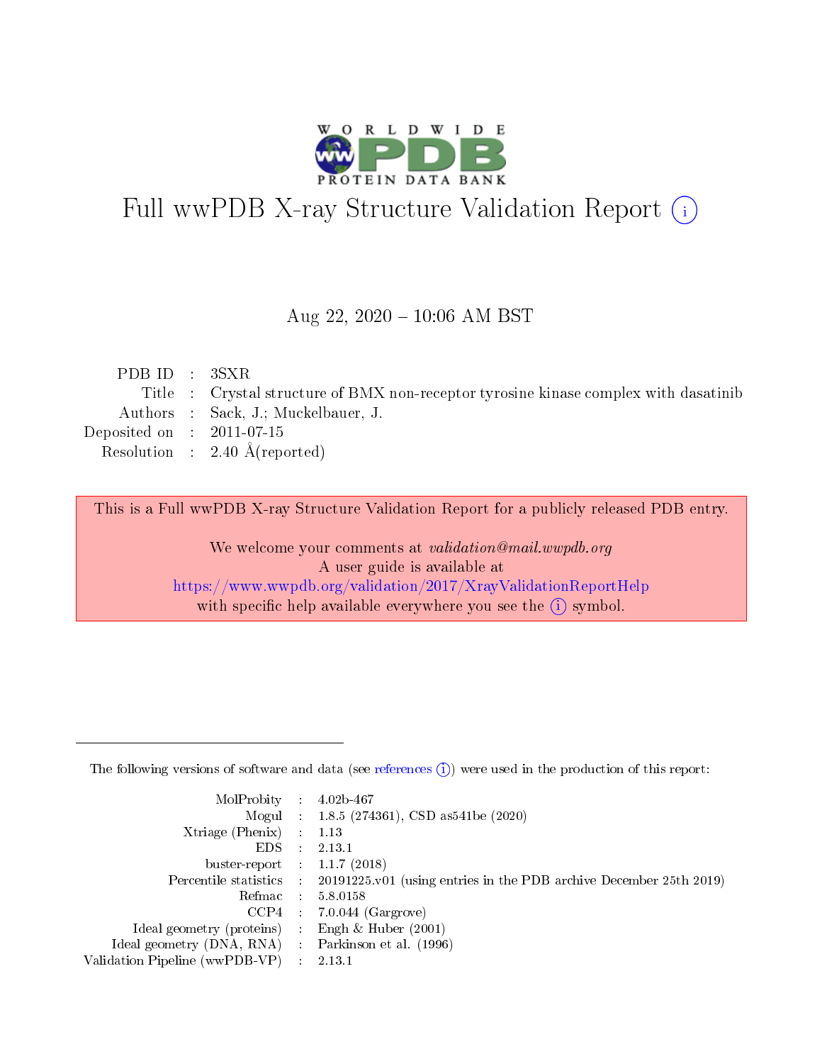# Full wwPDB X-ray Structure Validation Report (i)

Aug 22, 2020 – 10:06 AM BST

| | | |
|---|---|---|
| PDB ID | : | 3SXR |
| Title | : | Crystal structure of BMX non-receptor tyrosine kinase complex with dasatinib |
| Authors | : | Sack, J.; Muckelbauer, J. |
| Deposited on | : | 2011-07-15 |
| Resolution | : | 2.40 Å(reported) |

This is a Full wwPDB X-ray Structure Validation Report for a publicly released PDB entry.

We welcome your comments at *validation@mail.wwpdb.org*
A user guide is available at
https://www.wwpdb.org/validation/2017/XrayValidationReportHelp
with specific help available everywhere you see the (i) symbol.

The following versions of software and data (see references (i)) were used in the production of this report:

| | | |
|---|---|---|
| MolProbity | : | 4.02b-467 |
| Mogul | : | 1.8.5 (274361), CSD as541be (2020) |
| Xtriage (Phenix) | : | 1.13 |
| EDS | : | 2.13.1 |
| buster-report | : | 1.1.7 (2018) |
| Percentile statistics | : | 20191225.v01 (using entries in the PDB archive December 25th 2019) |
| Refmac | : | 5.8.0158 |
| CCP4 | : | 7.0.044 (Gargrove) |
| Ideal geometry (proteins) | : | Engh & Huber (2001) |
| Ideal geometry (DNA, RNA) | : | Parkinson et al. (1996) |
| Validation Pipeline (wwPDB-VP) | : | 2.13.1 |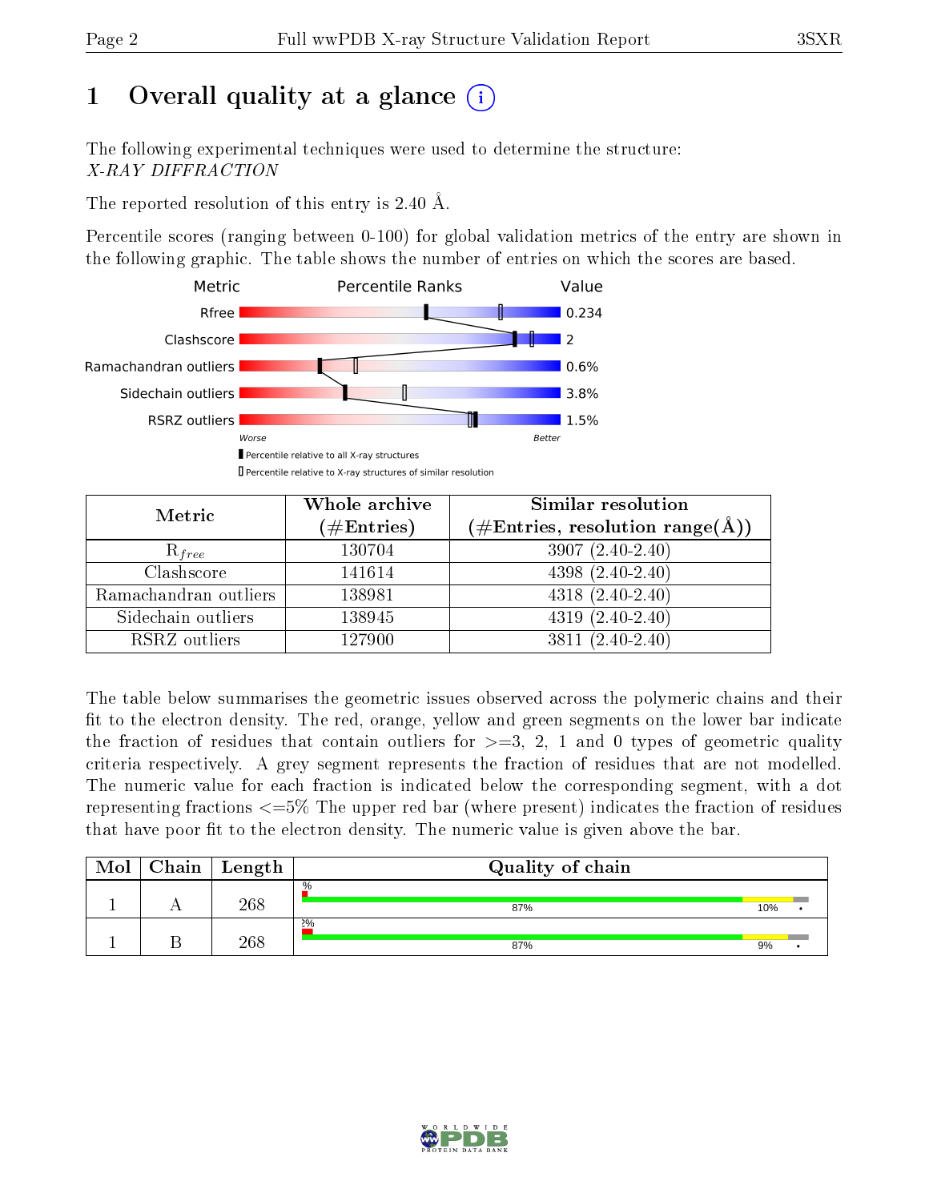# 1 Overall quality at a glance

The following experimental techniques were used to determine the structure:
*X-RAY DIFFRACTION*

The reported resolution of this entry is 2.40 Å.

Percentile scores (ranging between 0-100) for global validation metrics of the entry are shown in the following graphic. The table shows the number of entries on which the scores are based.

Metric
Percentile Ranks
Value
Rfree 0.234
Clashscore 2
Ramachandran outliers 0.6%
Sidechain outliers 3.8%
RSRZ outliers 1.5%
Worse
Better
Percentile relative to all X-ray structures
Percentile relative to X-ray structures of similar resolution

| Metric | Whole archive (#Entries) | Similar resolution (#Entries, resolution range(Å)) |
|---|---|---|
| $R_{free}$ | 130704 | 3907 (2.40-2.40) |
| Clashscore | 141614 | 4398 (2.40-2.40) |
| Ramachandran outliers | 138981 | 4318 (2.40-2.40) |
| Sidechain outliers | 138945 | 4319 (2.40-2.40) |
| RSRZ outliers | 127900 | 3811 (2.40-2.40) |

The table below summarises the geometric issues observed across the polymeric chains and their fit to the electron density. The red, orange, yellow and green segments on the lower bar indicate the fraction of residues that contain outliers for >=3, 2, 1 and 0 types of geometric quality criteria respectively. A grey segment represents the fraction of residues that are not modelled. The numeric value for each fraction is indicated below the corresponding segment, with a dot representing fractions <=5% The upper red bar (where present) indicates the fraction of residues that have poor fit to the electron density. The numeric value is given above the bar.

| Mol | Chain | Length | Quality of chain |
|---|---|---|---|
| 1 | A | 268 | % <br> 87% 10% • |
| 1 | B | 268 | 2% <br> 87% 9% • |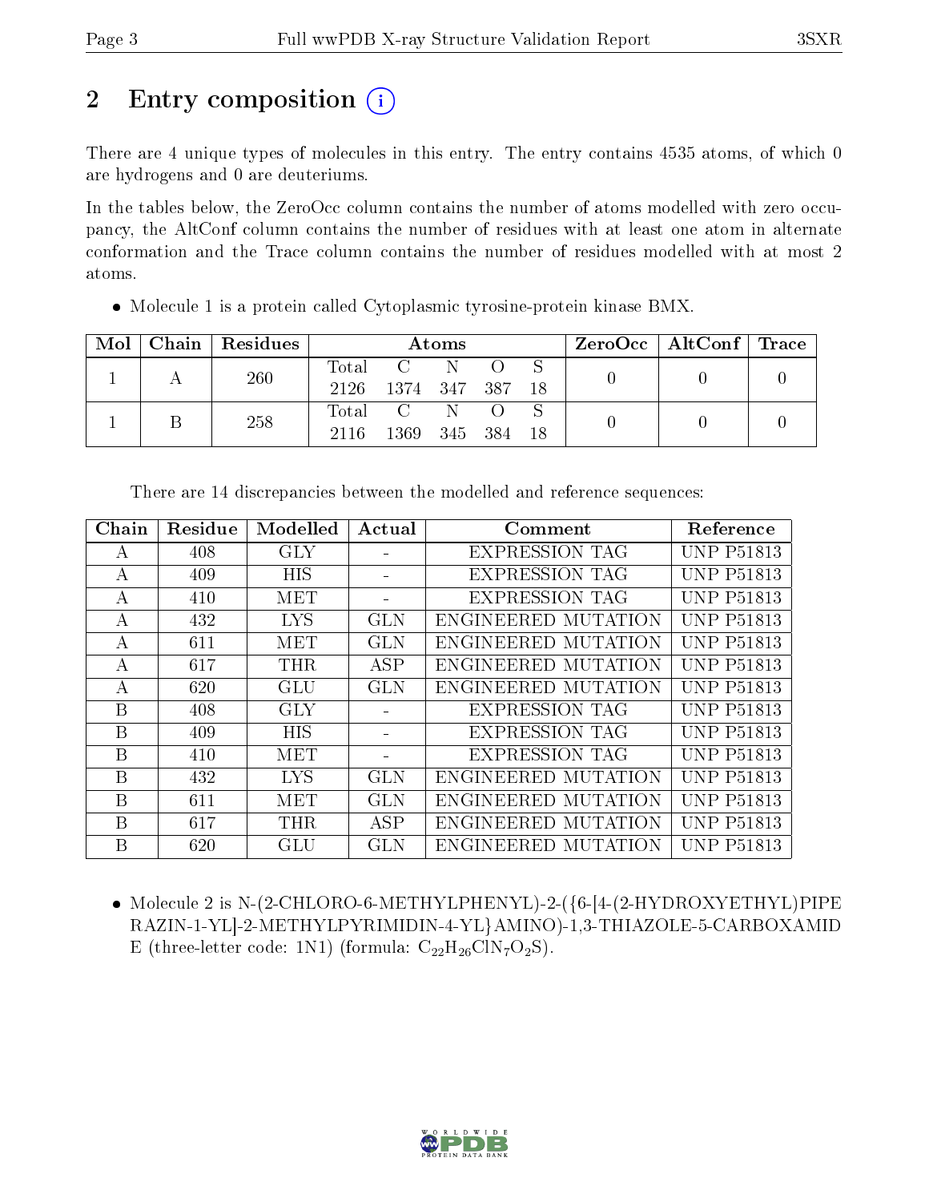# 2 Entry composition

There are 4 unique types of molecules in this entry. The entry contains 4535 atoms, of which 0 are hydrogens and 0 are deuteriums.

In the tables below, the ZeroOcc column contains the number of atoms modelled with zero occupancy, the AltConf column contains the number of residues with at least one atom in alternate conformation and the Trace column contains the number of residues modelled with at most 2 atoms.

- Molecule 1 is a protein called Cytoplasmic tyrosine-protein kinase BMX.

| Mol | Chain | Residues | Atoms | | | | | ZeroOcc | AltConf | Trace |
|---|---|---|---|---|---|---|---|---|---|---|
| | | | Total | C | N | O | S | | | |
| 1 | A | 260 | 2126 | 1374 | 347 | 387 | 18 | 0 | 0 | 0 |
| 1 | B | 258 | 2116 | 1369 | 345 | 384 | 18 | 0 | 0 | 0 |

There are 14 discrepancies between the modelled and reference sequences:

| Chain | Residue | Modelled | Actual | Comment | Reference |
|---|---|---|---|---|---|
| A | 408 | GLY | - | EXPRESSION TAG | UNP P51813 |
| A | 409 | HIS | - | EXPRESSION TAG | UNP P51813 |
| A | 410 | MET | - | EXPRESSION TAG | UNP P51813 |
| A | 432 | LYS | GLN | ENGINEERED MUTATION | UNP P51813 |
| A | 611 | MET | GLN | ENGINEERED MUTATION | UNP P51813 |
| A | 617 | THR | ASP | ENGINEERED MUTATION | UNP P51813 |
| A | 620 | GLU | GLN | ENGINEERED MUTATION | UNP P51813 |
| B | 408 | GLY | - | EXPRESSION TAG | UNP P51813 |
| B | 409 | HIS | - | EXPRESSION TAG | UNP P51813 |
| B | 410 | MET | - | EXPRESSION TAG | UNP P51813 |
| B | 432 | LYS | GLN | ENGINEERED MUTATION | UNP P51813 |
| B | 611 | MET | GLN | ENGINEERED MUTATION | UNP P51813 |
| B | 617 | THR | ASP | ENGINEERED MUTATION | UNP P51813 |
| B | 620 | GLU | GLN | ENGINEERED MUTATION | UNP P51813 |

- Molecule 2 is N-(2-CHLORO-6-METHYLPHENYL)-2-({6-[4-(2-HYDROXYETHYL)PIPERAZIN-1-YL]-2-METHYLPYRIMIDIN-4-YL}AMINO)-1,3-THIAZOLE-5-CARBOXAMIDE (three-letter code: 1N1) (formula: $C_{22}H_{26}ClN_7O_2S$).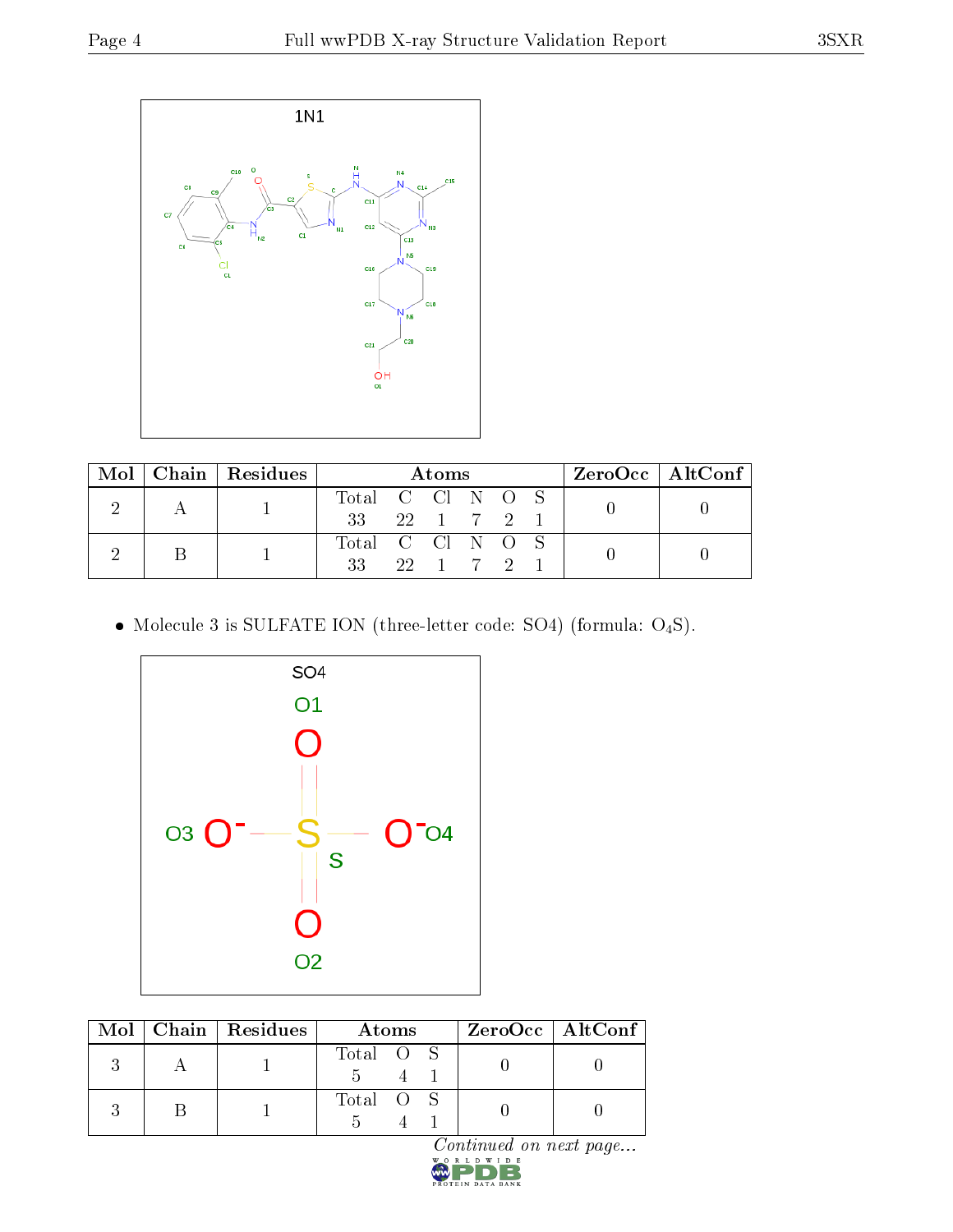1N1

| Mol | Chain | Residues | Atoms | ZeroOcc | AltConf |
|---|---|---|---|---|---|
| 2 | A | 1 | Total C Cl N O S<br>33 22 1 7 2 1 | 0 | 0 |
| 2 | B | 1 | Total C Cl N O S<br>33 22 1 7 2 1 | 0 | 0 |

- Molecule 3 is SULFATE ION (three-letter code: SO4) (formula: $O_4S$).

SO4

| Mol | Chain | Residues | Atoms | ZeroOcc | AltConf |
|---|---|---|---|---|---|
| 3 | A | 1 | Total O S<br>5 4 1 | 0 | 0 |
| 3 | B | 1 | Total O S<br>5 4 1 | 0 | 0 |

*Continued on next page...*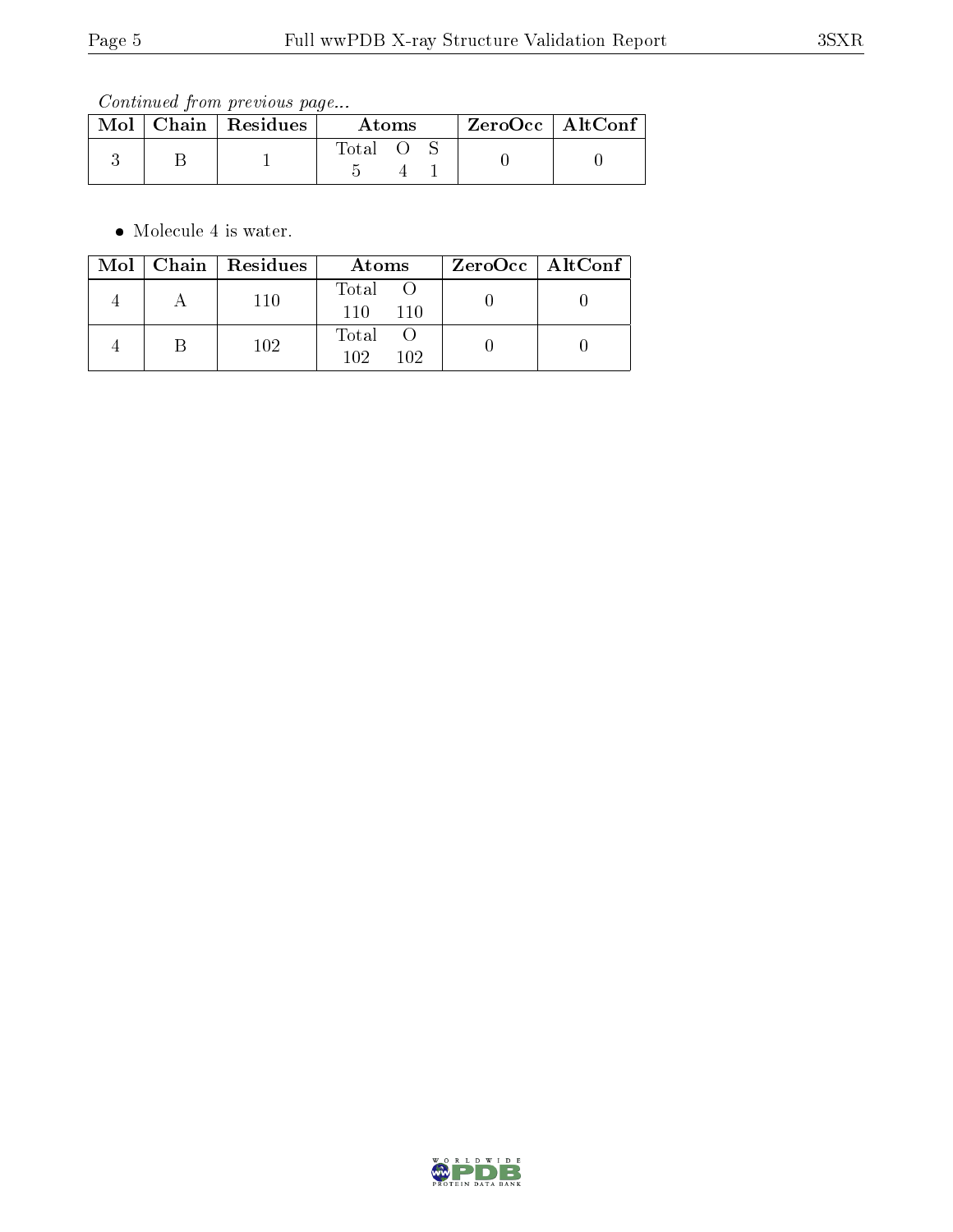*Continued from previous page...*

| Mol | Chain | Residues | Atoms | ZeroOcc | AltConf |
|---|---|---|---|---|---|
| 3 | B | 1 | Total O S<br>5 4 1 | 0 | 0 |

- Molecule 4 is water.

| Mol | Chain | Residues | Atoms | ZeroOcc | AltConf |
|---|---|---|---|---|---|
| 4 | A | 110 | Total O<br>110 110 | 0 | 0 |
| 4 | B | 102 | Total O<br>102 102 | 0 | 0 |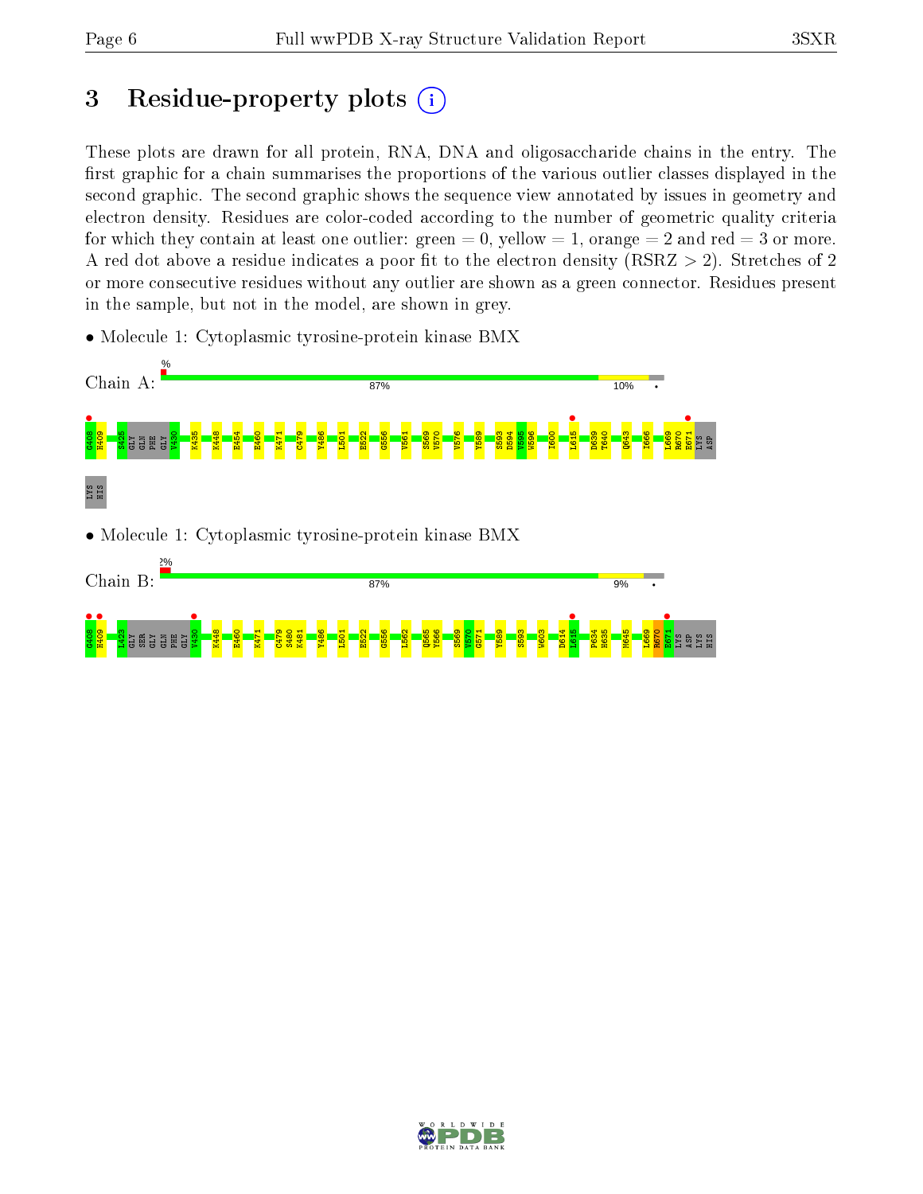# 3 Residue-property plots (i)

These plots are drawn for all protein, RNA, DNA and oligosaccharide chains in the entry. The first graphic for a chain summarises the proportions of the various outlier classes displayed in the second graphic. The second graphic shows the sequence view annotated by issues in geometry and electron density. Residues are color-coded according to the number of geometric quality criteria for which they contain at least one outlier: green = 0, yellow = 1, orange = 2 and red = 3 or more. A red dot above a residue indicates a poor fit to the electron density (RSRZ > 2). Stretches of 2 or more consecutive residues without any outlier are shown as a green connector. Residues present in the sample, but not in the model, are shown in grey.

- Molecule 1: Cytoplasmic tyrosine-protein kinase BMX

Chain A:

%

87%

10%

•

G408
H409
S425
GLY
GLN
PHE
GLY
V430
K435
K448
E454
E460
K471
C479
Y486
L501
E522
G556
V561
S569
V570
V576
Y589
S593
D594
V595
W596
I600
L615
D639
T640
Q643
I666
L669
R670
E671
LYS
ASP
LYS
HIS

- Molecule 1: Cytoplasmic tyrosine-protein kinase BMX

Chain B:

2%

87%

9%

•

G408
H409
L423
GLY
SER
GLY
GLN
PHE
GLY
V430
K448
E460
K471
C479
S480
K481
Y486
L501
E522
G556
L562
Q565
Y566
S569
V570
G571
Y589
S593
W603
D614
L615
P634
H635
M645
L669
R670
E671
LYS
ASP
LYS
HIS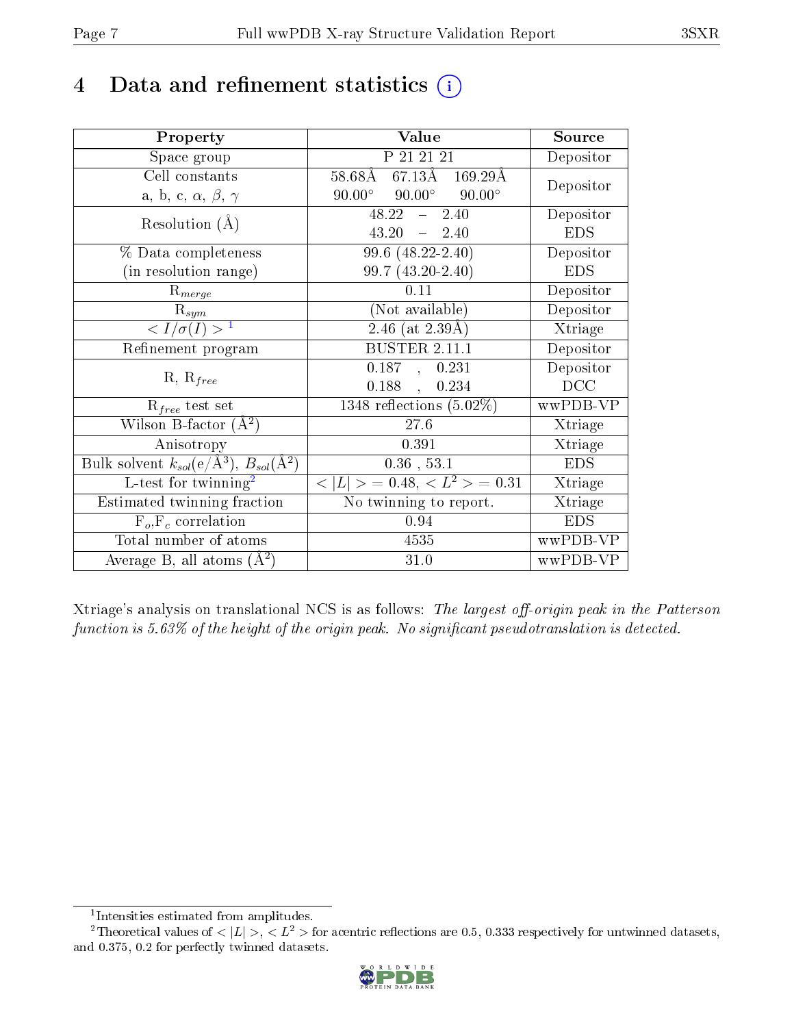# 4 Data and refinement statistics (i)

| Property | Value | Source |
|---|---|---|
| Space group | P 21 21 21 | Depositor |
| Cell constants<br>a, b, c, $\alpha$, $\beta$, $\gamma$ | 58.68Å 67.13Å 169.29Å<br>90.00° 90.00° 90.00° | Depositor |
| Resolution (Å) | 48.22 – 2.40<br>43.20 – 2.40 | Depositor<br>EDS |
| % Data completeness<br>(in resolution range) | 99.6 (48.22-2.40)<br>99.7 (43.20-2.40) | Depositor<br>EDS |
| $R_{merge}$ | 0.11 | Depositor |
| $R_{sym}$ | (Not available) | Depositor |
| $< I/\sigma(I) >$ [1] | 2.46 (at 2.39Å) | Xtriage |
| Refinement program | BUSTER 2.11.1 | Depositor |
| R, $R_{free}$ | 0.187 , 0.231<br>0.188 , 0.234 | Depositor<br>DCC |
| $R_{free}$ test set | 1348 reflections (5.02%) | wwPDB-VP |
| Wilson B-factor (Å$^2$) | 27.6 | Xtriage |
| Anisotropy | 0.391 | Xtriage |
| Bulk solvent $k_{sol}$(e/Å$^3$), $B_{sol}$(Å$^2$) | 0.36 , 53.1 | EDS |
| L-test for twinning[2] | $< \|L\| >$ = 0.48, $< L^2 >$ = 0.31 | Xtriage |
| Estimated twinning fraction | No twinning to report. | Xtriage |
| $F_o$,$F_c$ correlation | 0.94 | EDS |
| Total number of atoms | 4535 | wwPDB-VP |
| Average B, all atoms (Å$^2$) | 31.0 | wwPDB-VP |

Xtriage's analysis on translational NCS is as follows: *The largest off-origin peak in the Patterson function is 5.63% of the height of the origin peak. No significant pseudotranslation is detected.*

[1] Intensities estimated from amplitudes.

[2] Theoretical values of $< |L| >$, $< L^2 >$ for acentric reflections are 0.5, 0.333 respectively for untwinned datasets, and 0.375, 0.2 for perfectly twinned datasets.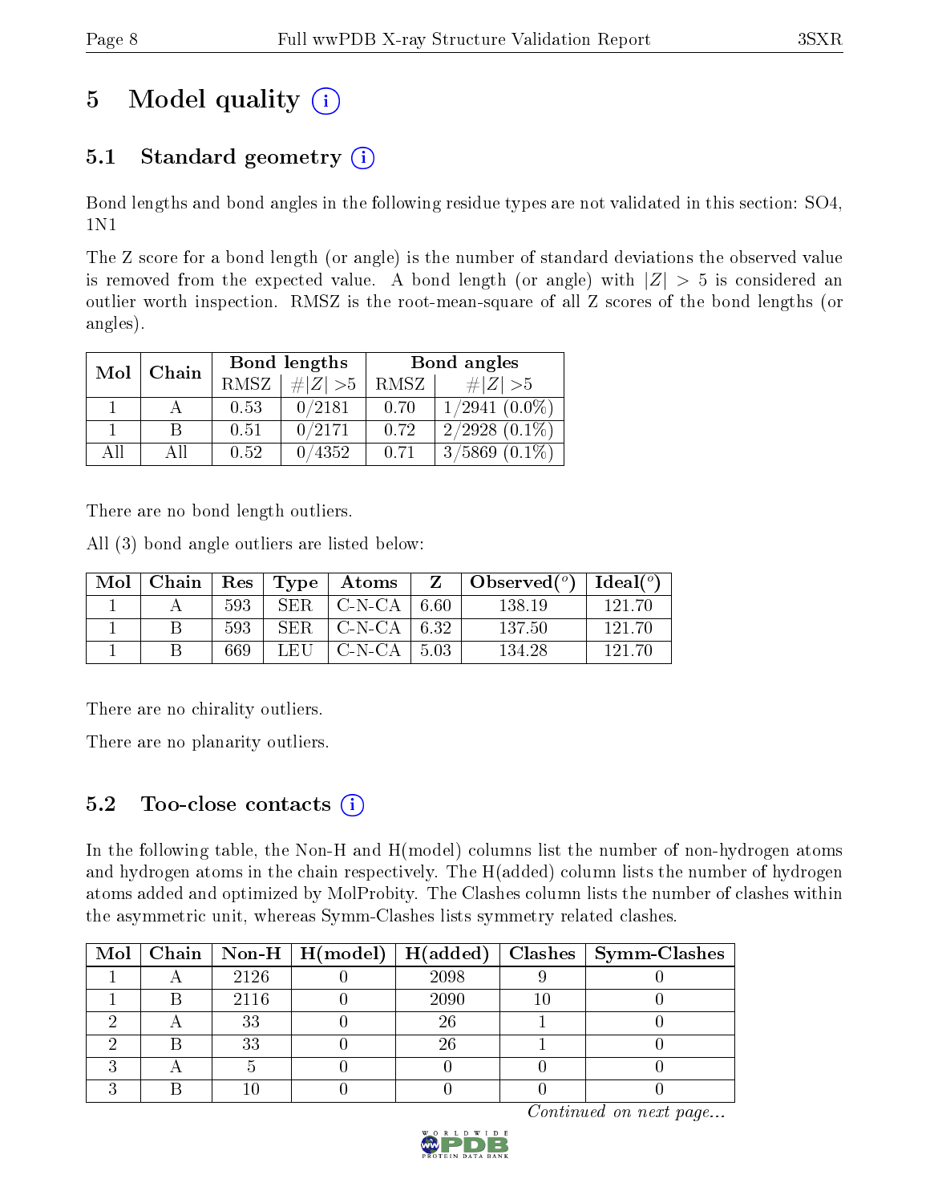# 5 Model quality (i)

## 5.1 Standard geometry (i)

Bond lengths and bond angles in the following residue types are not validated in this section: SO4, 1N1

The Z score for a bond length (or angle) is the number of standard deviations the observed value is removed from the expected value. A bond length (or angle) with $|Z| > 5$ is considered an outlier worth inspection. RMSZ is the root-mean-square of all Z scores of the bond lengths (or angles).

| Mol | Chain | Bond lengths | | Bond angles | |
|---|---|---|---|---|---|
| | | RMSZ | #\|Z\| >5 | RMSZ | #\|Z\| >5 |
| 1 | A | 0.53 | 0/2181 | 0.70 | 1/2941 (0.0%) |
| 1 | B | 0.51 | 0/2171 | 0.72 | 2/2928 (0.1%) |
| All | All | 0.52 | 0/4352 | 0.71 | 3/5869 (0.1%) |

There are no bond length outliers.

All (3) bond angle outliers are listed below:

| Mol | Chain | Res | Type | Atoms | Z | Observed(°) | Ideal(°) |
|---|---|---|---|---|---|---|---|
| 1 | A | 593 | SER | C-N-CA | 6.60 | 138.19 | 121.70 |
| 1 | B | 593 | SER | C-N-CA | 6.32 | 137.50 | 121.70 |
| 1 | B | 669 | LEU | C-N-CA | 5.03 | 134.28 | 121.70 |

There are no chirality outliers.

There are no planarity outliers.

## 5.2 Too-close contacts (i)

In the following table, the Non-H and H(model) columns list the number of non-hydrogen atoms and hydrogen atoms in the chain respectively. The H(added) column lists the number of hydrogen atoms added and optimized by MolProbity. The Clashes column lists the number of clashes within the asymmetric unit, whereas Symm-Clashes lists symmetry related clashes.

| Mol | Chain | Non-H | H(model) | H(added) | Clashes | Symm-Clashes |
|---|---|---|---|---|---|---|
| 1 | A | 2126 | 0 | 2098 | 9 | 0 |
| 1 | B | 2116 | 0 | 2090 | 10 | 0 |
| 2 | A | 33 | 0 | 26 | 1 | 0 |
| 2 | B | 33 | 0 | 26 | 1 | 0 |
| 3 | A | 5 | 0 | 0 | 0 | 0 |
| 3 | B | 10 | 0 | 0 | 0 | 0 |

*Continued on next page...*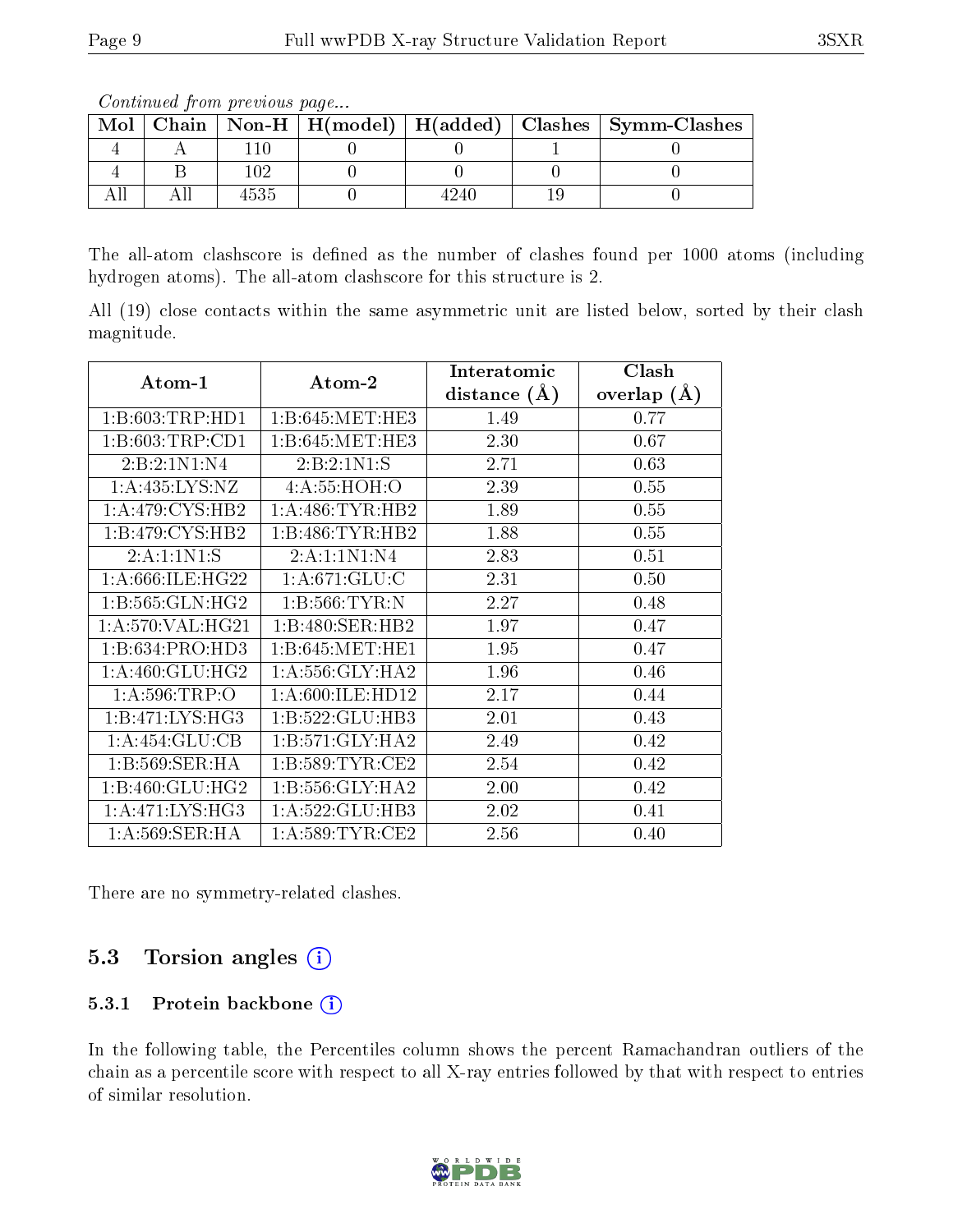*Continued from previous page...*

| Mol | Chain | Non-H | H(model) | H(added) | Clashes | Symm-Clashes |
|---|---|---|---|---|---|---|
| 4 | A | 110 | 0 | 0 | 1 | 0 |
| 4 | B | 102 | 0 | 0 | 0 | 0 |
| All | All | 4535 | 0 | 4240 | 19 | 0 |

The all-atom clashscore is defined as the number of clashes found per 1000 atoms (including hydrogen atoms). The all-atom clashscore for this structure is 2.

All (19) close contacts within the same asymmetric unit are listed below, sorted by their clash magnitude.

| Atom-1 | Atom-2 | Interatomic distance (Å) | Clash overlap (Å) |
|---|---|---|---|
| 1:B:603:TRP:HD1 | 1:B:645:MET:HE3 | 1.49 | 0.77 |
| 1:B:603:TRP:CD1 | 1:B:645:MET:HE3 | 2.30 | 0.67 |
| 2:B:2:1N1:N4 | 2:B:2:1N1:S | 2.71 | 0.63 |
| 1:A:435:LYS:NZ | 4:A:55:HOH:O | 2.39 | 0.55 |
| 1:A:479:CYS:HB2 | 1:A:486:TYR:HB2 | 1.89 | 0.55 |
| 1:B:479:CYS:HB2 | 1:B:486:TYR:HB2 | 1.88 | 0.55 |
| 2:A:1:1N1:S | 2:A:1:1N1:N4 | 2.83 | 0.51 |
| 1:A:666:ILE:HG22 | 1:A:671:GLU:C | 2.31 | 0.50 |
| 1:B:565:GLN:HG2 | 1:B:566:TYR:N | 2.27 | 0.48 |
| 1:A:570:VAL:HG21 | 1:B:480:SER:HB2 | 1.97 | 0.47 |
| 1:B:634:PRO:HD3 | 1:B:645:MET:HE1 | 1.95 | 0.47 |
| 1:A:460:GLU:HG2 | 1:A:556:GLY:HA2 | 1.96 | 0.46 |
| 1:A:596:TRP:O | 1:A:600:ILE:HD12 | 2.17 | 0.44 |
| 1:B:471:LYS:HG3 | 1:B:522:GLU:HB3 | 2.01 | 0.43 |
| 1:A:454:GLU:CB | 1:B:571:GLY:HA2 | 2.49 | 0.42 |
| 1:B:569:SER:HA | 1:B:589:TYR:CE2 | 2.54 | 0.42 |
| 1:B:460:GLU:HG2 | 1:B:556:GLY:HA2 | 2.00 | 0.42 |
| 1:A:471:LYS:HG3 | 1:A:522:GLU:HB3 | 2.02 | 0.41 |
| 1:A:569:SER:HA | 1:A:589:TYR:CE2 | 2.56 | 0.40 |

There are no symmetry-related clashes.

## 5.3 Torsion angles

### 5.3.1 Protein backbone

In the following table, the Percentiles column shows the percent Ramachandran outliers of the chain as a percentile score with respect to all X-ray entries followed by that with respect to entries of similar resolution.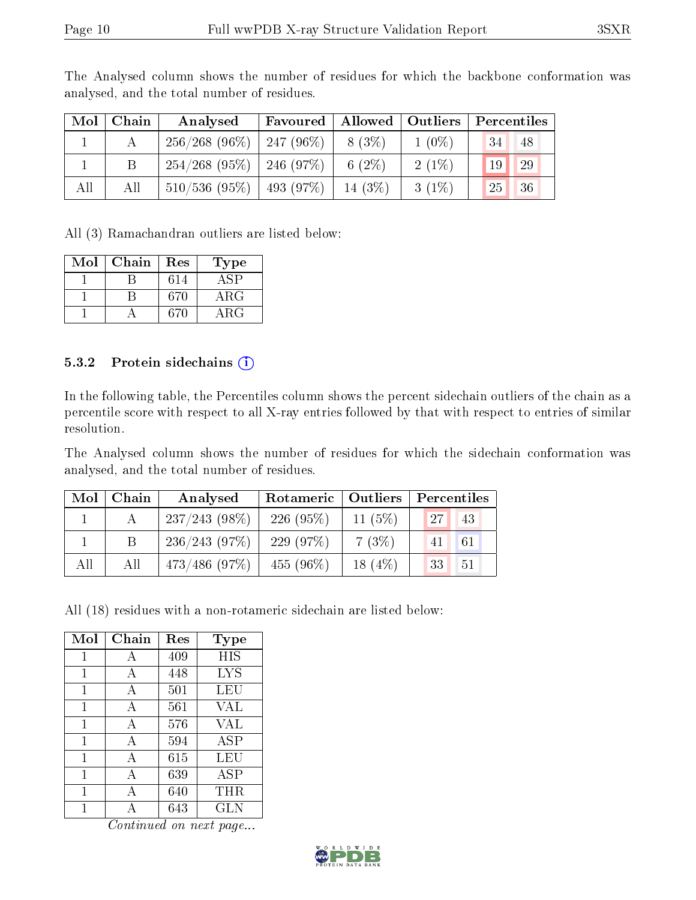The Analysed column shows the number of residues for which the backbone conformation was analysed, and the total number of residues.

| Mol | Chain | Analysed | Favoured | Allowed | Outliers | Percentiles | |
|---|---|---|---|---|---|---|---|
| 1 | A | 256/268 (96%) | 247 (96%) | 8 (3%) | 1 (0%) | 34 | 48 |
| 1 | B | 254/268 (95%) | 246 (97%) | 6 (2%) | 2 (1%) | 19 | 29 |
| All | All | 510/536 (95%) | 493 (97%) | 14 (3%) | 3 (1%) | 25 | 36 |

All (3) Ramachandran outliers are listed below:

| Mol | Chain | Res | Type |
|---|---|---|---|
| 1 | B | 614 | ASP |
| 1 | B | 670 | ARG |
| 1 | A | 670 | ARG |

### 5.3.2 Protein sidechains (i)

In the following table, the Percentiles column shows the percent sidechain outliers of the chain as a percentile score with respect to all X-ray entries followed by that with respect to entries of similar resolution.

The Analysed column shows the number of residues for which the sidechain conformation was analysed, and the total number of residues.

| Mol | Chain | Analysed | Rotameric | Outliers | Percentiles | |
|---|---|---|---|---|---|---|
| 1 | A | 237/243 (98%) | 226 (95%) | 11 (5%) | 27 | 43 |
| 1 | B | 236/243 (97%) | 229 (97%) | 7 (3%) | 41 | 61 |
| All | All | 473/486 (97%) | 455 (96%) | 18 (4%) | 33 | 51 |

All (18) residues with a non-rotameric sidechain are listed below:

| Mol | Chain | Res | Type |
|---|---|---|---|
| 1 | A | 409 | HIS |
| 1 | A | 448 | LYS |
| 1 | A | 501 | LEU |
| 1 | A | 561 | VAL |
| 1 | A | 576 | VAL |
| 1 | A | 594 | ASP |
| 1 | A | 615 | LEU |
| 1 | A | 639 | ASP |
| 1 | A | 640 | THR |
| 1 | A | 643 | GLN |

*Continued on next page...*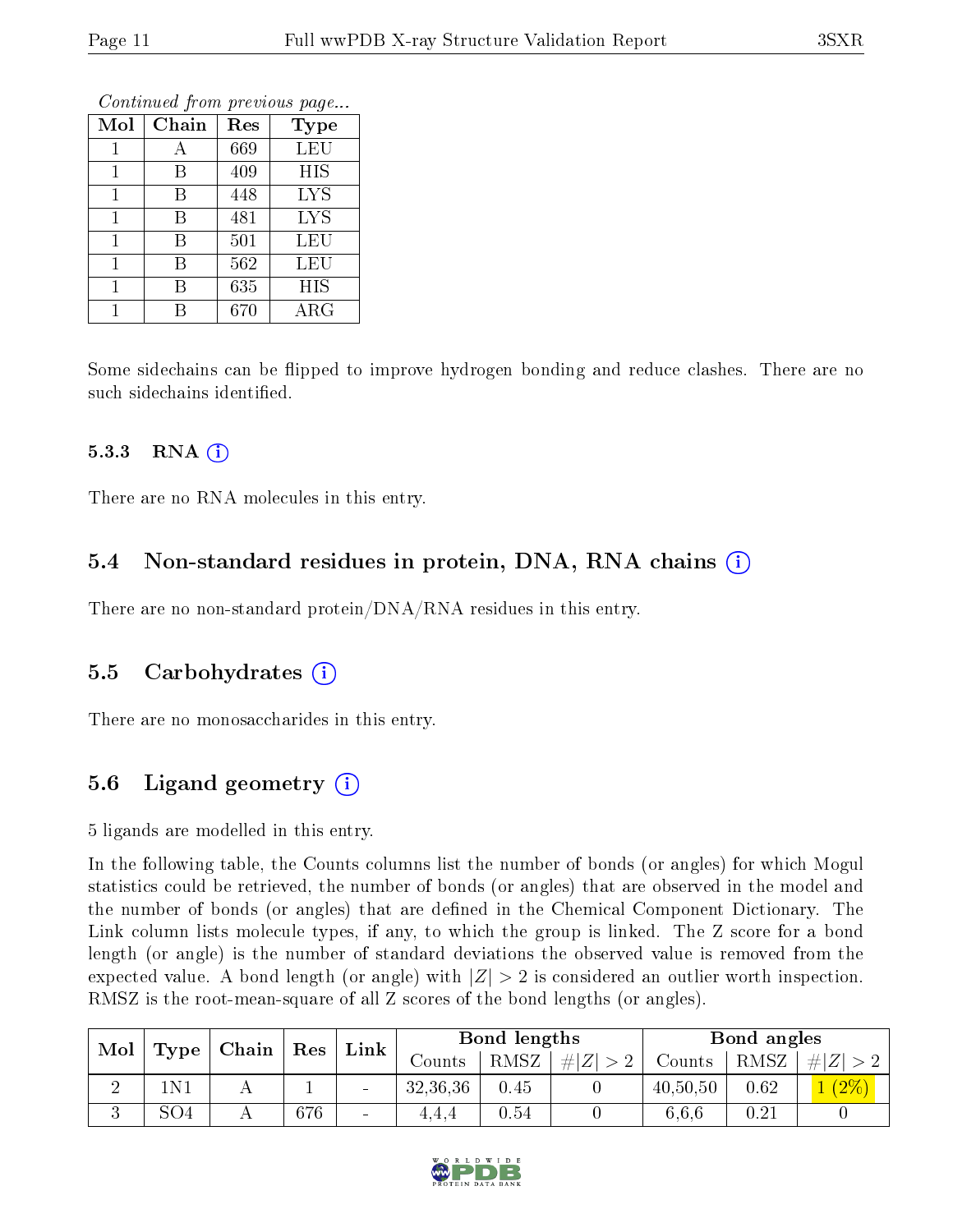*Continued from previous page...*

| Mol | Chain | Res | Type |
|---|---|---|---|
| 1 | A | 669 | LEU |
| 1 | B | 409 | HIS |
| 1 | B | 448 | LYS |
| 1 | B | 481 | LYS |
| 1 | B | 501 | LEU |
| 1 | B | 562 | LEU |
| 1 | B | 635 | HIS |
| 1 | B | 670 | ARG |

Some sidechains can be flipped to improve hydrogen bonding and reduce clashes. There are no such sidechains identified.

### 5.3.3 RNA

There are no RNA molecules in this entry.

## 5.4 Non-standard residues in protein, DNA, RNA chains

There are no non-standard protein/DNA/RNA residues in this entry.

## 5.5 Carbohydrates

There are no monosaccharides in this entry.

## 5.6 Ligand geometry

5 ligands are modelled in this entry.

In the following table, the Counts columns list the number of bonds (or angles) for which Mogul statistics could be retrieved, the number of bonds (or angles) that are observed in the model and the number of bonds (or angles) that are defined in the Chemical Component Dictionary. The Link column lists molecule types, if any, to which the group is linked. The Z score for a bond length (or angle) is the number of standard deviations the observed value is removed from the expected value. A bond length (or angle) with $|Z| > 2$ is considered an outlier worth inspection. RMSZ is the root-mean-square of all Z scores of the bond lengths (or angles).

| Mol | Type | Chain | Res | Link | Bond lengths | | | Bond angles | | |
|---|---|---|---|---|---|---|---|---|---|---|
| | | | | | Counts | RMSZ | $\#\|Z\| > 2$ | Counts | RMSZ | $\#\|Z\| > 2$ |
| 2 | 1N1 | A | 1 | - | 32,36,36 | 0.45 | 0 | 40,50,50 | 0.62 | 1 (2%) |
| 3 | SO4 | A | 676 | - | 4,4,4 | 0.54 | 0 | 6,6,6 | 0.21 | 0 |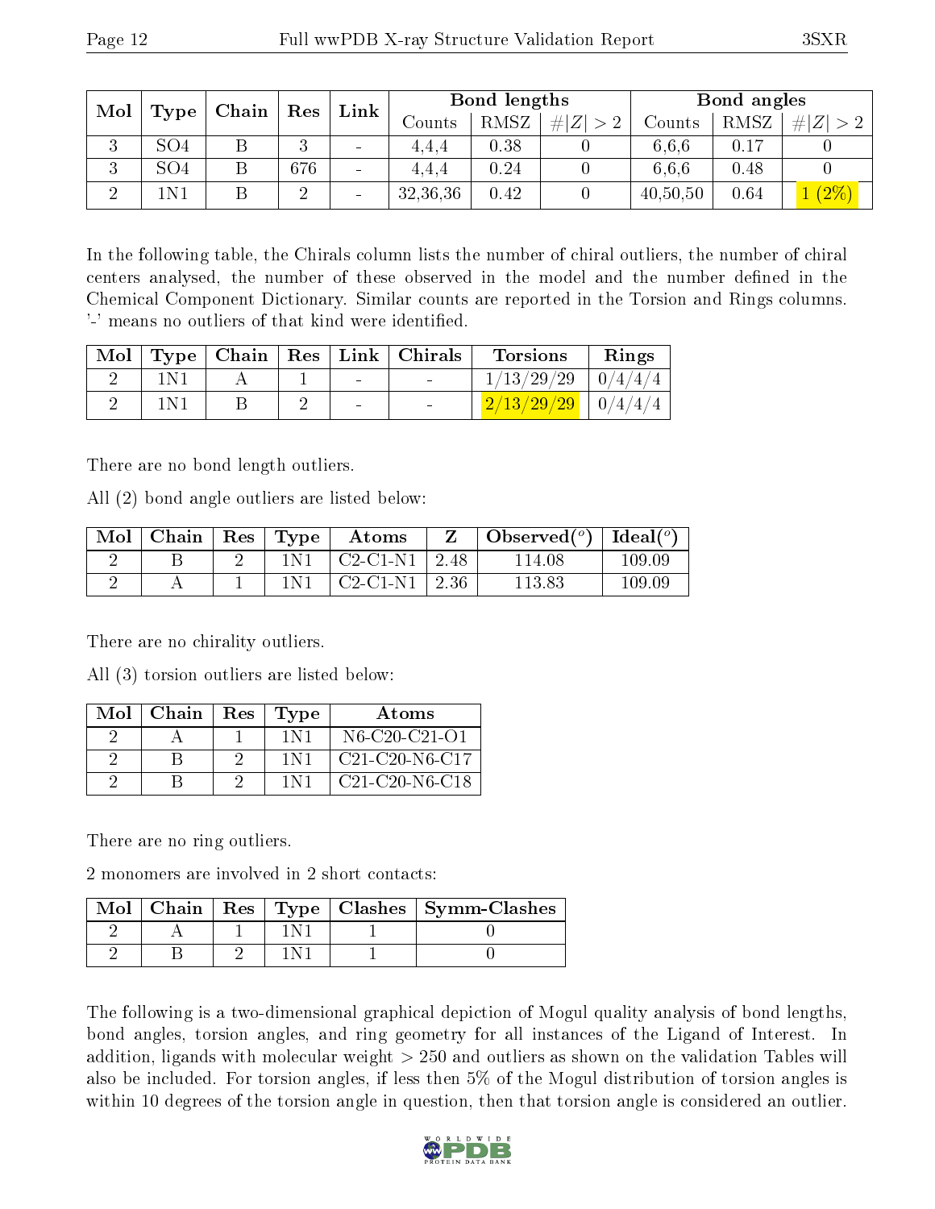| Mol | Type | Chain | Res | Link | Bond lengths | | | Bond angles | | |
|---|---|---|---|---|---|---|---|---|---|---|
| | | | | | Counts | RMSZ | #\|Z\| > 2 | Counts | RMSZ | #\|Z\| > 2 |
| 3 | SO4 | B | 3 | - | 4,4,4 | 0.38 | 0 | 6,6,6 | 0.17 | 0 |
| 3 | SO4 | B | 676 | - | 4,4,4 | 0.24 | 0 | 6,6,6 | 0.48 | 0 |
| 2 | 1N1 | B | 2 | - | 32,36,36 | 0.42 | 0 | 40,50,50 | 0.64 | 1 (2%) |

In the following table, the Chirals column lists the number of chiral outliers, the number of chiral centers analysed, the number of these observed in the model and the number defined in the Chemical Component Dictionary. Similar counts are reported in the Torsion and Rings columns. '-' means no outliers of that kind were identified.

| Mol | Type | Chain | Res | Link | Chirals | Torsions | Rings |
|---|---|---|---|---|---|---|---|
| 2 | 1N1 | A | 1 | - | - | 1/13/29/29 | 0/4/4/4 |
| 2 | 1N1 | B | 2 | - | - | 2/13/29/29 | 0/4/4/4 |

There are no bond length outliers.

All (2) bond angle outliers are listed below:

| Mol | Chain | Res | Type | Atoms | Z | Observed(°) | Ideal(°) |
|---|---|---|---|---|---|---|---|
| 2 | B | 2 | 1N1 | C2-C1-N1 | 2.48 | 114.08 | 109.09 |
| 2 | A | 1 | 1N1 | C2-C1-N1 | 2.36 | 113.83 | 109.09 |

There are no chirality outliers.

All (3) torsion outliers are listed below:

| Mol | Chain | Res | Type | Atoms |
|---|---|---|---|---|
| 2 | A | 1 | 1N1 | N6-C20-C21-O1 |
| 2 | B | 2 | 1N1 | C21-C20-N6-C17 |
| 2 | B | 2 | 1N1 | C21-C20-N6-C18 |

There are no ring outliers.

2 monomers are involved in 2 short contacts:

| Mol | Chain | Res | Type | Clashes | Symm-Clashes |
|---|---|---|---|---|---|
| 2 | A | 1 | 1N1 | 1 | 0 |
| 2 | B | 2 | 1N1 | 1 | 0 |

The following is a two-dimensional graphical depiction of Mogul quality analysis of bond lengths, bond angles, torsion angles, and ring geometry for all instances of the Ligand of Interest. In addition, ligands with molecular weight > 250 and outliers as shown on the validation Tables will also be included. For torsion angles, if less then 5% of the Mogul distribution of torsion angles is within 10 degrees of the torsion angle in question, then that torsion angle is considered an outlier.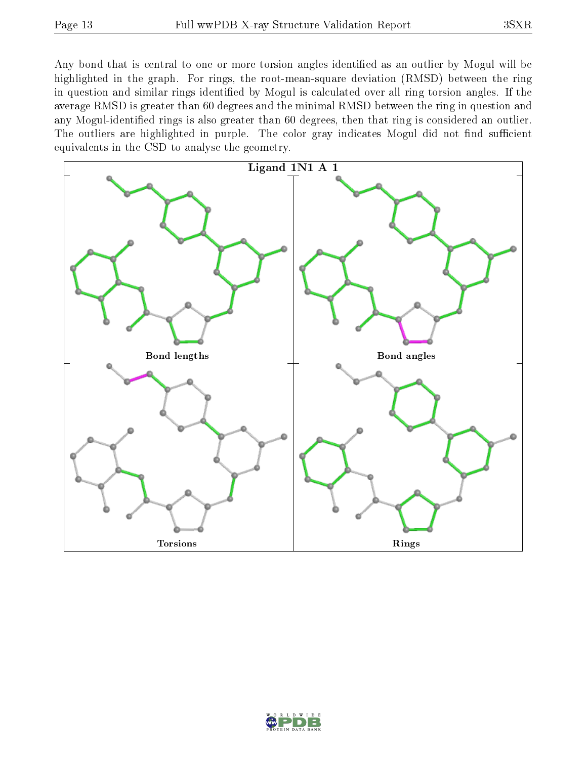Any bond that is central to one or more torsion angles identified as an outlier by Mogul will be highlighted in the graph. For rings, the root-mean-square deviation (RMSD) between the ring in question and similar rings identified by Mogul is calculated over all ring torsion angles. If the average RMSD is greater than 60 degrees and the minimal RMSD between the ring in question and any Mogul-identified rings is also greater than 60 degrees, then that ring is considered an outlier. The outliers are highlighted in purple. The color gray indicates Mogul did not find sufficient equivalents in the CSD to analyse the geometry.

Ligand 1N1 A 1

Bond lengths

Bond angles

Torsions

Rings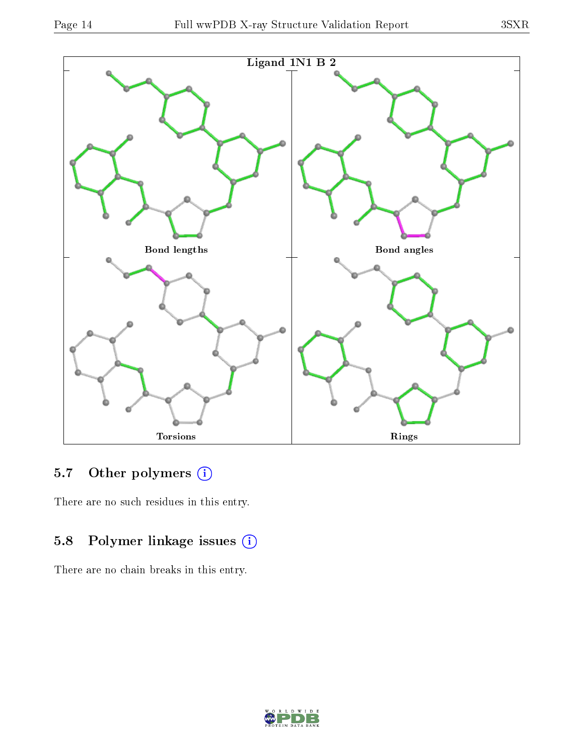Ligand 1N1 B 2

Bond lengths

Bond angles

Torsions

Rings

## 5.7 Other polymers

There are no such residues in this entry.

## 5.8 Polymer linkage issues

There are no chain breaks in this entry.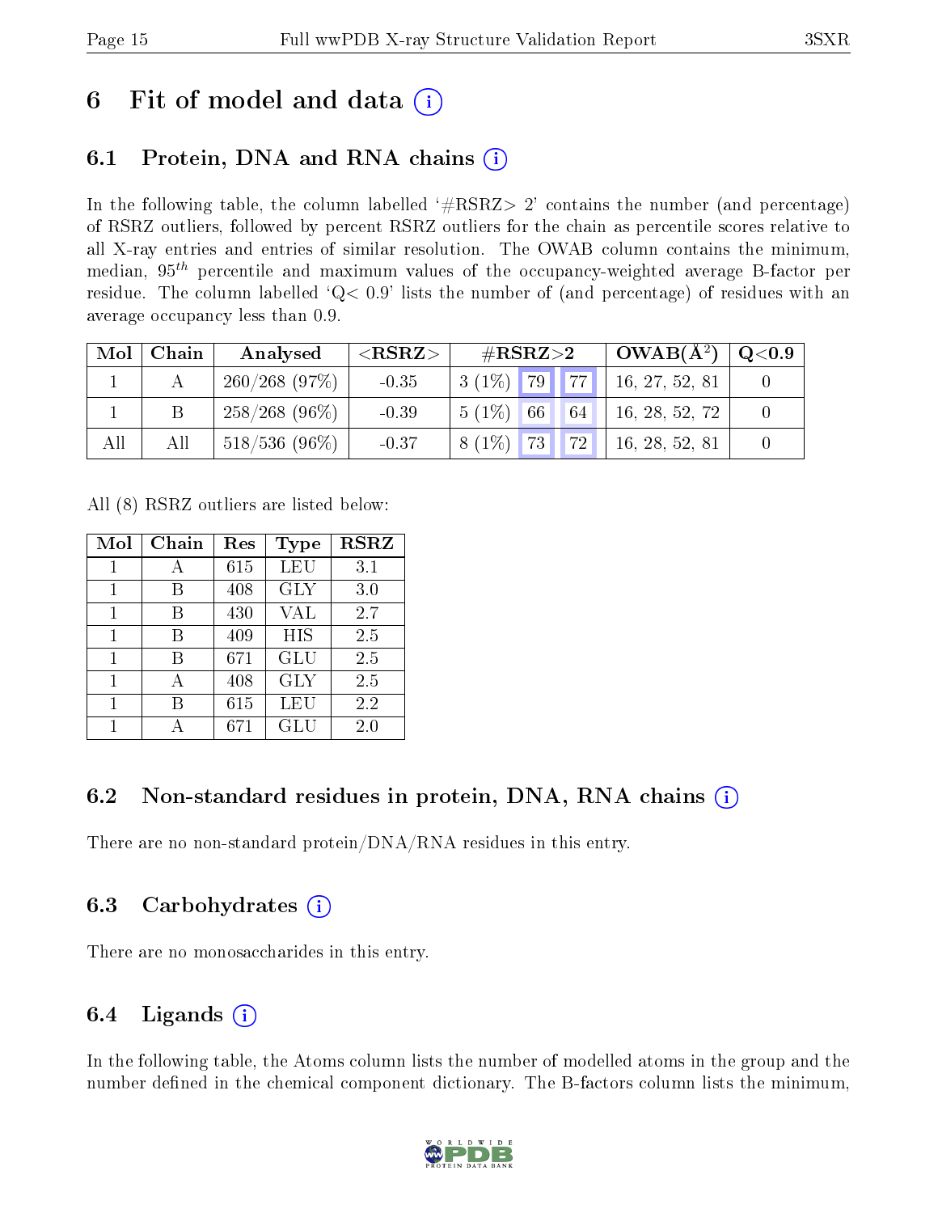# 6 Fit of model and data (i)

## 6.1 Protein, DNA and RNA chains (i)

In the following table, the column labelled '#RSRZ> 2' contains the number (and percentage) of RSRZ outliers, followed by percent RSRZ outliers for the chain as percentile scores relative to all X-ray entries and entries of similar resolution. The OWAB column contains the minimum, median, $95^{th}$ percentile and maximum values of the occupancy-weighted average B-factor per residue. The column labelled 'Q< 0.9' lists the number of (and percentage) of residues with an average occupancy less than 0.9.

| Mol | Chain | Analysed | <RSRZ> | #RSRZ>2 | | | OWAB(Å$^2$) | Q<0.9 |
|---|---|---|---|---|---|---|---|---|
| 1 | A | 260/268 (97%) | -0.35 | 3 (1%) | 79 | 77 | 16, 27, 52, 81 | 0 |
| 1 | B | 258/268 (96%) | -0.39 | 5 (1%) | 66 | 64 | 16, 28, 52, 72 | 0 |
| All | All | 518/536 (96%) | -0.37 | 8 (1%) | 73 | 72 | 16, 28, 52, 81 | 0 |

All (8) RSRZ outliers are listed below:

| Mol | Chain | Res | Type | RSRZ |
|---|---|---|---|---|
| 1 | A | 615 | LEU | 3.1 |
| 1 | B | 408 | GLY | 3.0 |
| 1 | B | 430 | VAL | 2.7 |
| 1 | B | 409 | HIS | 2.5 |
| 1 | B | 671 | GLU | 2.5 |
| 1 | A | 408 | GLY | 2.5 |
| 1 | B | 615 | LEU | 2.2 |
| 1 | A | 671 | GLU | 2.0 |

## 6.2 Non-standard residues in protein, DNA, RNA chains (i)

There are no non-standard protein/DNA/RNA residues in this entry.

## 6.3 Carbohydrates (i)

There are no monosaccharides in this entry.

## 6.4 Ligands (i)

In the following table, the Atoms column lists the number of modelled atoms in the group and the number defined in the chemical component dictionary. The B-factors column lists the minimum,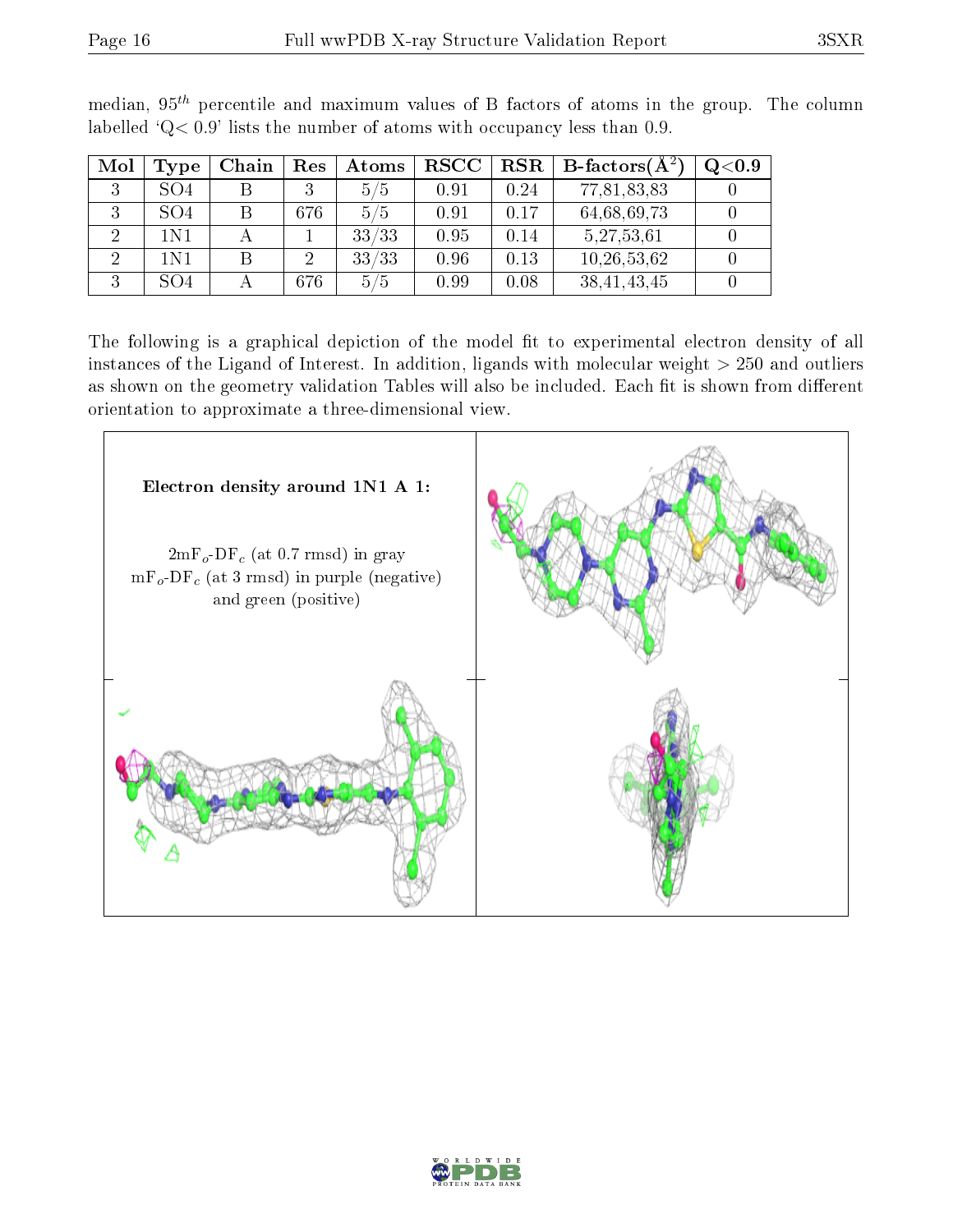median, $95^{th}$ percentile and maximum values of B factors of atoms in the group. The column labelled 'Q< 0.9' lists the number of atoms with occupancy less than 0.9.

| Mol | Type | Chain | Res | Atoms | RSCC | RSR | B-factors($Å^2$) | Q<0.9 |
|---|---|---|---|---|---|---|---|---|
| 3 | SO4 | B | 3 | 5/5 | 0.91 | 0.24 | 77,81,83,83 | 0 |
| 3 | SO4 | B | 676 | 5/5 | 0.91 | 0.17 | 64,68,69,73 | 0 |
| 2 | 1N1 | A | 1 | 33/33 | 0.95 | 0.14 | 5,27,53,61 | 0 |
| 2 | 1N1 | B | 2 | 33/33 | 0.96 | 0.13 | 10,26,53,62 | 0 |
| 3 | SO4 | A | 676 | 5/5 | 0.99 | 0.08 | 38,41,43,45 | 0 |

The following is a graphical depiction of the model fit to experimental electron density of all instances of the Ligand of Interest. In addition, ligands with molecular weight > 250 and outliers as shown on the geometry validation Tables will also be included. Each fit is shown from different orientation to approximate a three-dimensional view.

**Electron density around 1N1 A 1:**

$2mF_o$-$DF_c$ (at 0.7 rmsd) in gray
$mF_o$-$DF_c$ (at 3 rmsd) in purple (negative) and green (positive)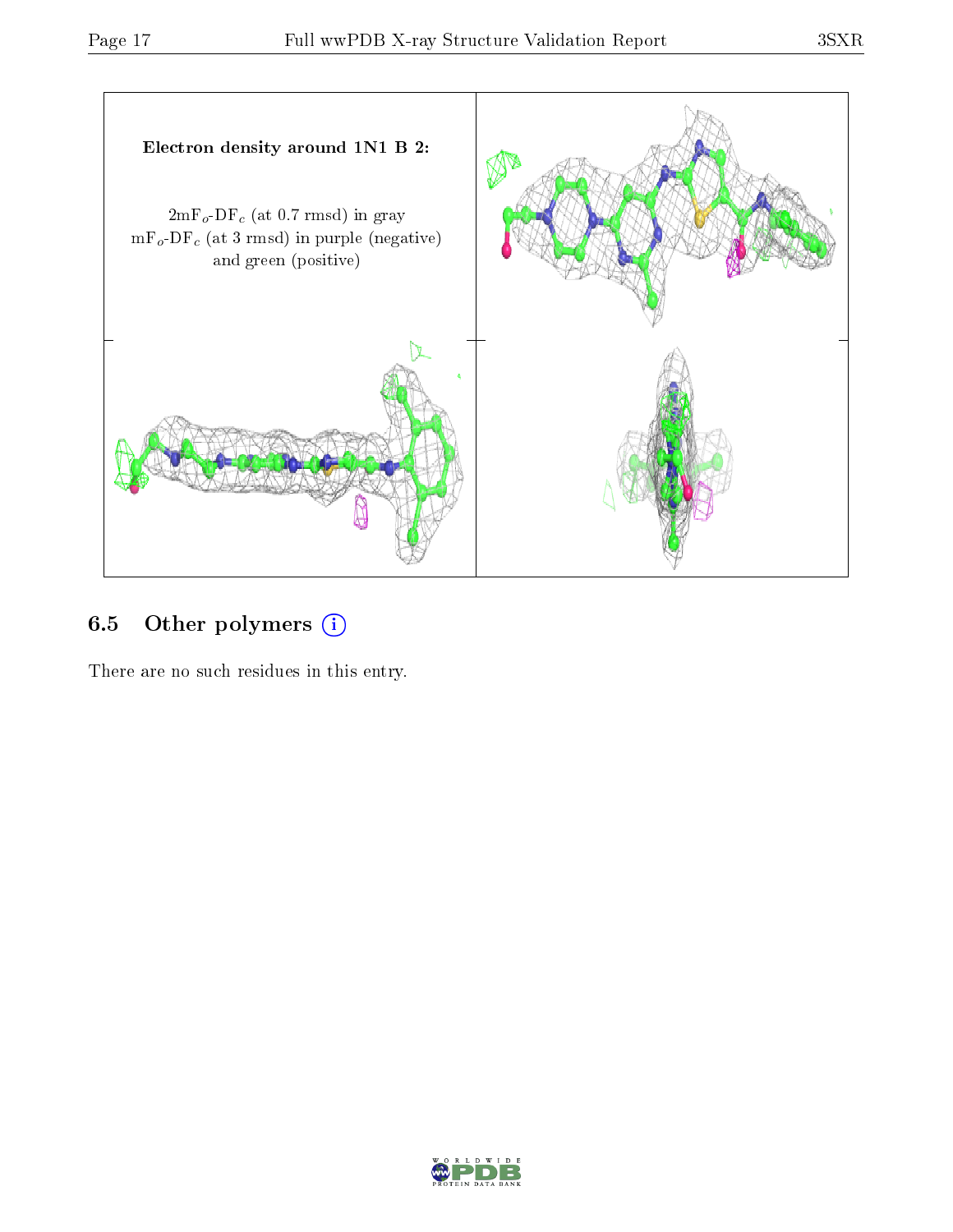Electron density around 1N1 B 2:

$2mF_o$-$DF_c$ (at 0.7 rmsd) in gray
$mF_o$-$DF_c$ (at 3 rmsd) in purple (negative)
and green (positive)

## 6.5 Other polymers

There are no such residues in this entry.